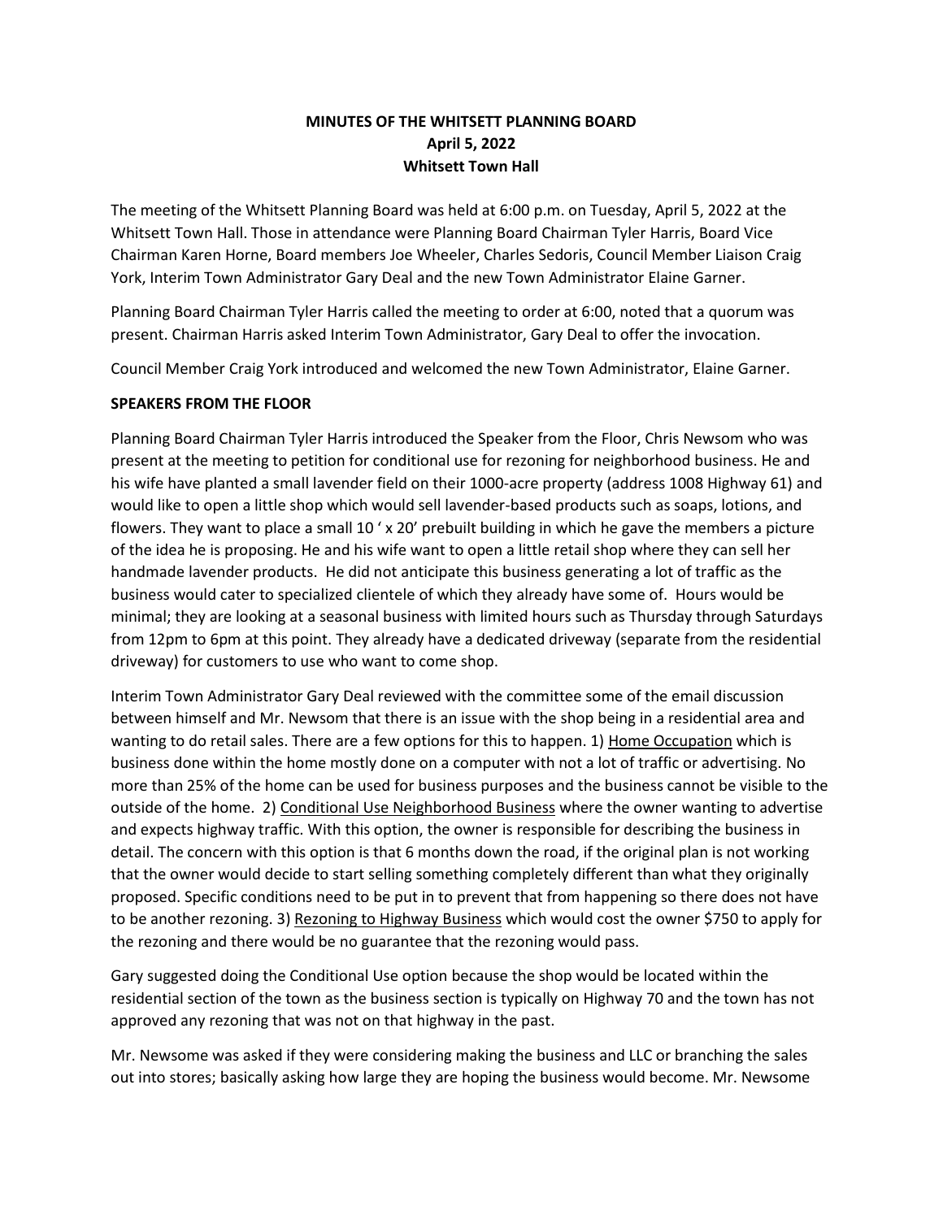# MINUTES OF THE WHITSETT PLANNING BOARD
## April 5, 2022
## Whitsett Town Hall

The meeting of the Whitsett Planning Board was held at 6:00 p.m. on Tuesday, April 5, 2022 at the Whitsett Town Hall. Those in attendance were Planning Board Chairman Tyler Harris, Board Vice Chairman Karen Horne, Board members Joe Wheeler, Charles Sedoris, Council Member Liaison Craig York, Interim Town Administrator Gary Deal and the new Town Administrator Elaine Garner.

Planning Board Chairman Tyler Harris called the meeting to order at 6:00, noted that a quorum was present. Chairman Harris asked Interim Town Administrator, Gary Deal to offer the invocation.

Council Member Craig York introduced and welcomed the new Town Administrator, Elaine Garner.

**SPEAKERS FROM THE FLOOR**

Planning Board Chairman Tyler Harris introduced the Speaker from the Floor, Chris Newsom who was present at the meeting to petition for conditional use for rezoning for neighborhood business. He and his wife have planted a small lavender field on their 1000-acre property (address 1008 Highway 61) and would like to open a little shop which would sell lavender-based products such as soaps, lotions, and flowers. They want to place a small 10 ' x 20' prebuilt building in which he gave the members a picture of the idea he is proposing. He and his wife want to open a little retail shop where they can sell her handmade lavender products. He did not anticipate this business generating a lot of traffic as the business would cater to specialized clientele of which they already have some of. Hours would be minimal; they are looking at a seasonal business with limited hours such as Thursday through Saturdays from 12pm to 6pm at this point. They already have a dedicated driveway (separate from the residential driveway) for customers to use who want to come shop.

Interim Town Administrator Gary Deal reviewed with the committee some of the email discussion between himself and Mr. Newsom that there is an issue with the shop being in a residential area and wanting to do retail sales. There are a few options for this to happen. 1) <u>Home Occupation</u> which is business done within the home mostly done on a computer with not a lot of traffic or advertising. No more than 25% of the home can be used for business purposes and the business cannot be visible to the outside of the home. 2) <u>Conditional Use Neighborhood Business</u> where the owner wanting to advertise and expects highway traffic. With this option, the owner is responsible for describing the business in detail. The concern with this option is that 6 months down the road, if the original plan is not working that the owner would decide to start selling something completely different than what they originally proposed. Specific conditions need to be put in to prevent that from happening so there does not have to be another rezoning. 3) <u>Rezoning to Highway Business</u> which would cost the owner $750 to apply for the rezoning and there would be no guarantee that the rezoning would pass.

Gary suggested doing the Conditional Use option because the shop would be located within the residential section of the town as the business section is typically on Highway 70 and the town has not approved any rezoning that was not on that highway in the past.

Mr. Newsome was asked if they were considering making the business and LLC or branching the sales out into stores; basically asking how large they are hoping the business would become. Mr. Newsome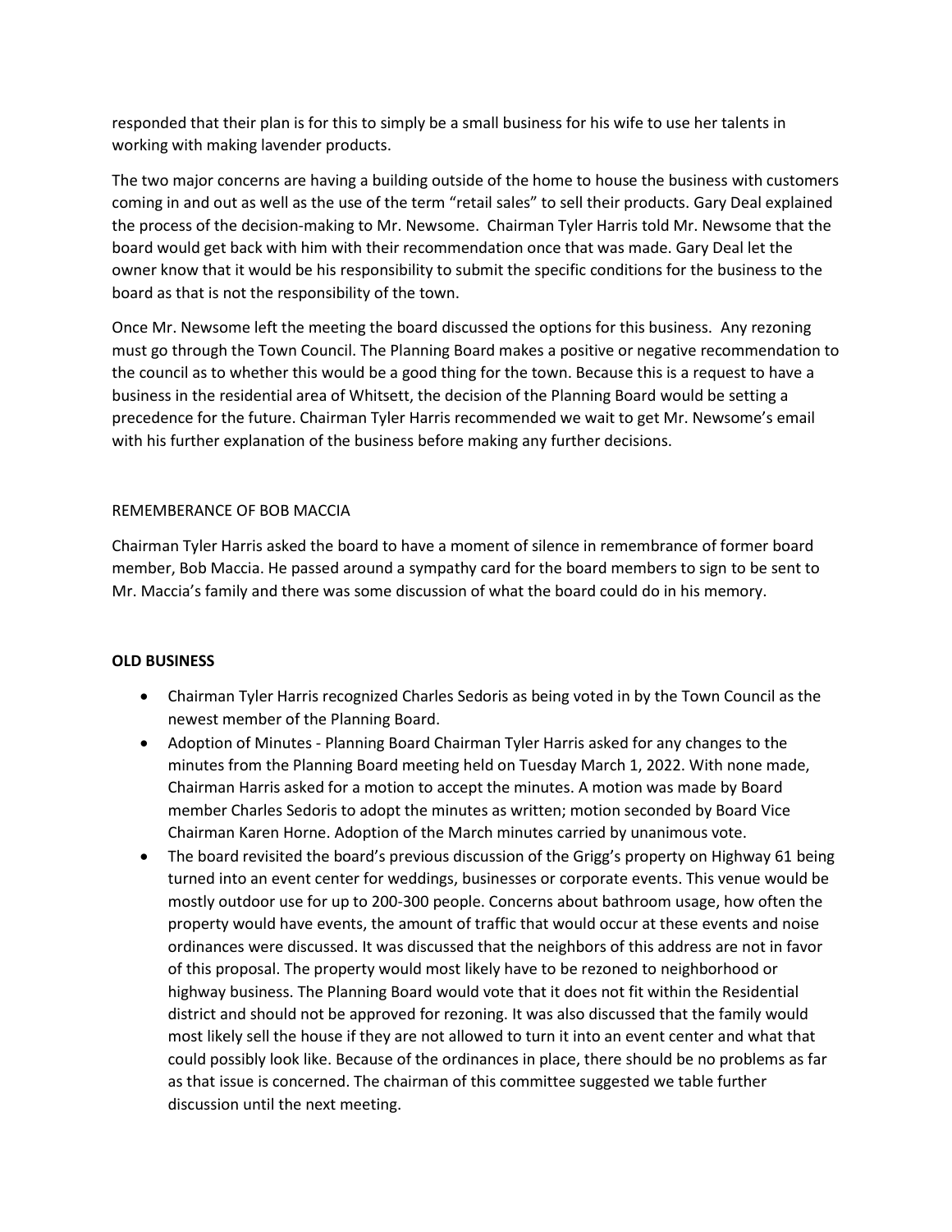responded that their plan is for this to simply be a small business for his wife to use her talents in working with making lavender products.

The two major concerns are having a building outside of the home to house the business with customers coming in and out as well as the use of the term "retail sales" to sell their products. Gary Deal explained the process of the decision-making to Mr. Newsome. Chairman Tyler Harris told Mr. Newsome that the board would get back with him with their recommendation once that was made. Gary Deal let the owner know that it would be his responsibility to submit the specific conditions for the business to the board as that is not the responsibility of the town.

Once Mr. Newsome left the meeting the board discussed the options for this business. Any rezoning must go through the Town Council. The Planning Board makes a positive or negative recommendation to the council as to whether this would be a good thing for the town. Because this is a request to have a business in the residential area of Whitsett, the decision of the Planning Board would be setting a precedence for the future. Chairman Tyler Harris recommended we wait to get Mr. Newsome's email with his further explanation of the business before making any further decisions.

REMEMBERANCE OF BOB MACCIA

Chairman Tyler Harris asked the board to have a moment of silence in remembrance of former board member, Bob Maccia. He passed around a sympathy card for the board members to sign to be sent to Mr. Maccia's family and there was some discussion of what the board could do in his memory.

**OLD BUSINESS**

- Chairman Tyler Harris recognized Charles Sedoris as being voted in by the Town Council as the newest member of the Planning Board.
- Adoption of Minutes - Planning Board Chairman Tyler Harris asked for any changes to the minutes from the Planning Board meeting held on Tuesday March 1, 2022. With none made, Chairman Harris asked for a motion to accept the minutes. A motion was made by Board member Charles Sedoris to adopt the minutes as written; motion seconded by Board Vice Chairman Karen Horne. Adoption of the March minutes carried by unanimous vote.
- The board revisited the board's previous discussion of the Grigg's property on Highway 61 being turned into an event center for weddings, businesses or corporate events. This venue would be mostly outdoor use for up to 200-300 people. Concerns about bathroom usage, how often the property would have events, the amount of traffic that would occur at these events and noise ordinances were discussed. It was discussed that the neighbors of this address are not in favor of this proposal. The property would most likely have to be rezoned to neighborhood or highway business. The Planning Board would vote that it does not fit within the Residential district and should not be approved for rezoning. It was also discussed that the family would most likely sell the house if they are not allowed to turn it into an event center and what that could possibly look like. Because of the ordinances in place, there should be no problems as far as that issue is concerned. The chairman of this committee suggested we table further discussion until the next meeting.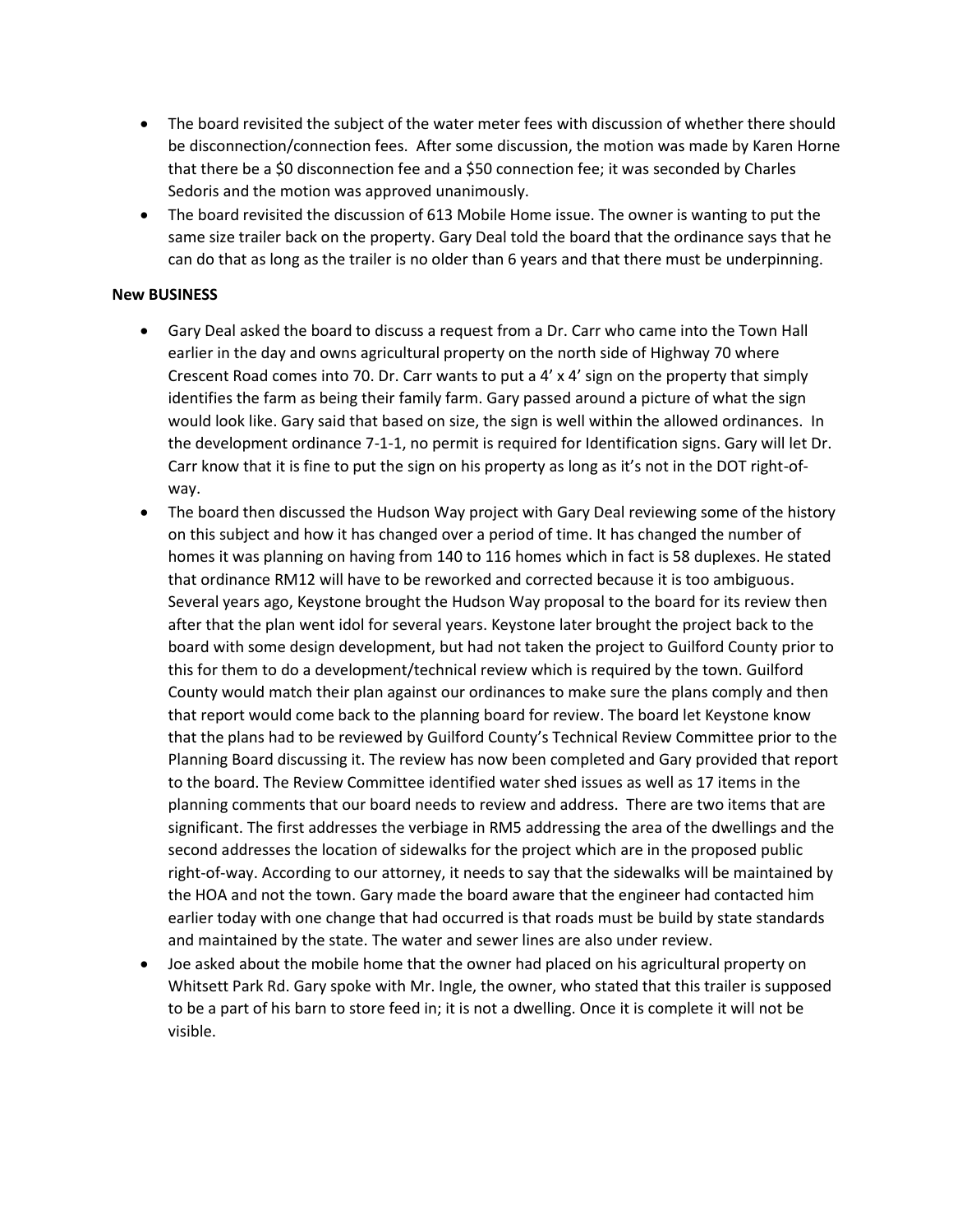- The board revisited the subject of the water meter fees with discussion of whether there should be disconnection/connection fees. After some discussion, the motion was made by Karen Horne that there be a $0 disconnection fee and a $50 connection fee; it was seconded by Charles Sedoris and the motion was approved unanimously.
- The board revisited the discussion of 613 Mobile Home issue. The owner is wanting to put the same size trailer back on the property. Gary Deal told the board that the ordinance says that he can do that as long as the trailer is no older than 6 years and that there must be underpinning.

**New BUSINESS**

- Gary Deal asked the board to discuss a request from a Dr. Carr who came into the Town Hall earlier in the day and owns agricultural property on the north side of Highway 70 where Crescent Road comes into 70. Dr. Carr wants to put a 4' x 4' sign on the property that simply identifies the farm as being their family farm. Gary passed around a picture of what the sign would look like. Gary said that based on size, the sign is well within the allowed ordinances. In the development ordinance 7-1-1, no permit is required for Identification signs. Gary will let Dr. Carr know that it is fine to put the sign on his property as long as it's not in the DOT right-of-way.
- The board then discussed the Hudson Way project with Gary Deal reviewing some of the history on this subject and how it has changed over a period of time. It has changed the number of homes it was planning on having from 140 to 116 homes which in fact is 58 duplexes. He stated that ordinance RM12 will have to be reworked and corrected because it is too ambiguous. Several years ago, Keystone brought the Hudson Way proposal to the board for its review then after that the plan went idol for several years. Keystone later brought the project back to the board with some design development, but had not taken the project to Guilford County prior to this for them to do a development/technical review which is required by the town. Guilford County would match their plan against our ordinances to make sure the plans comply and then that report would come back to the planning board for review. The board let Keystone know that the plans had to be reviewed by Guilford County's Technical Review Committee prior to the Planning Board discussing it. The review has now been completed and Gary provided that report to the board. The Review Committee identified water shed issues as well as 17 items in the planning comments that our board needs to review and address. There are two items that are significant. The first addresses the verbiage in RM5 addressing the area of the dwellings and the second addresses the location of sidewalks for the project which are in the proposed public right-of-way. According to our attorney, it needs to say that the sidewalks will be maintained by the HOA and not the town. Gary made the board aware that the engineer had contacted him earlier today with one change that had occurred is that roads must be build by state standards and maintained by the state. The water and sewer lines are also under review.
- Joe asked about the mobile home that the owner had placed on his agricultural property on Whitsett Park Rd. Gary spoke with Mr. Ingle, the owner, who stated that this trailer is supposed to be a part of his barn to store feed in; it is not a dwelling. Once it is complete it will not be visible.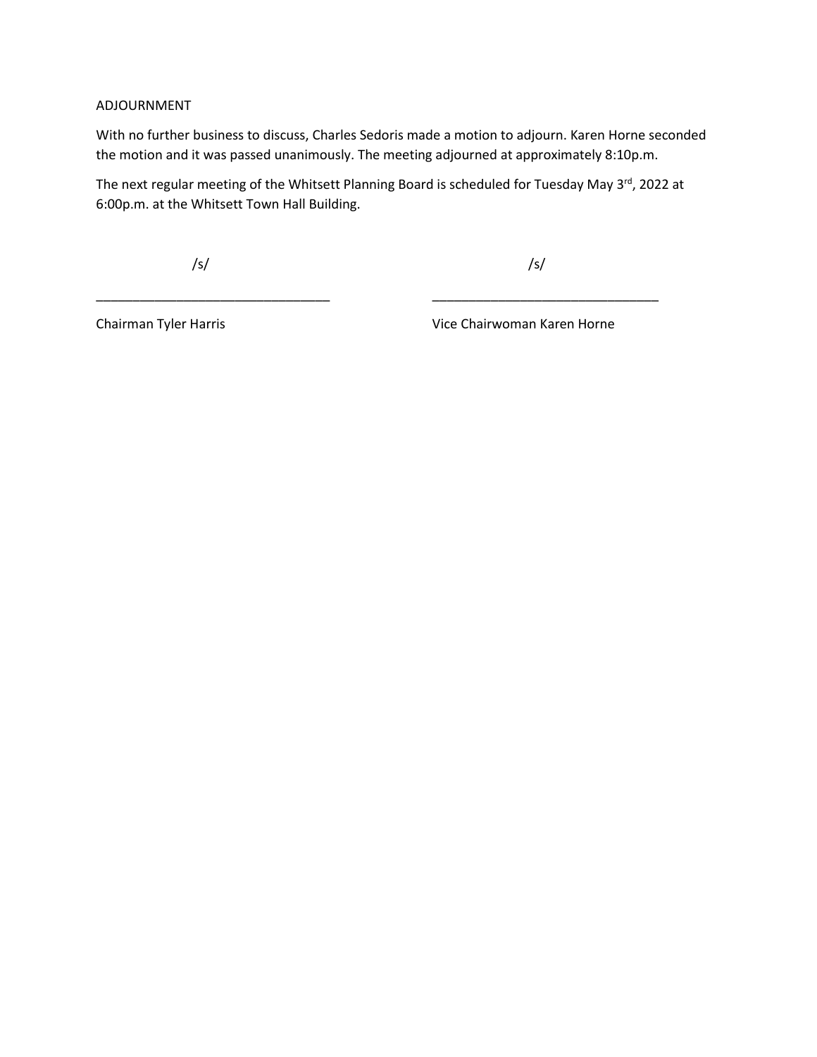ADJOURNMENT

With no further business to discuss, Charles Sedoris made a motion to adjourn. Karen Horne seconded the motion and it was passed unanimously. The meeting adjourned at approximately 8:10p.m.

The next regular meeting of the Whitsett Planning Board is scheduled for Tuesday May 3rd, 2022 at 6:00p.m. at the Whitsett Town Hall Building.

| | |
|---|---|
| /s/ | /s/ |
| ________________________________ | ________________________________ |
| Chairman Tyler Harris | Vice Chairwoman Karen Horne |